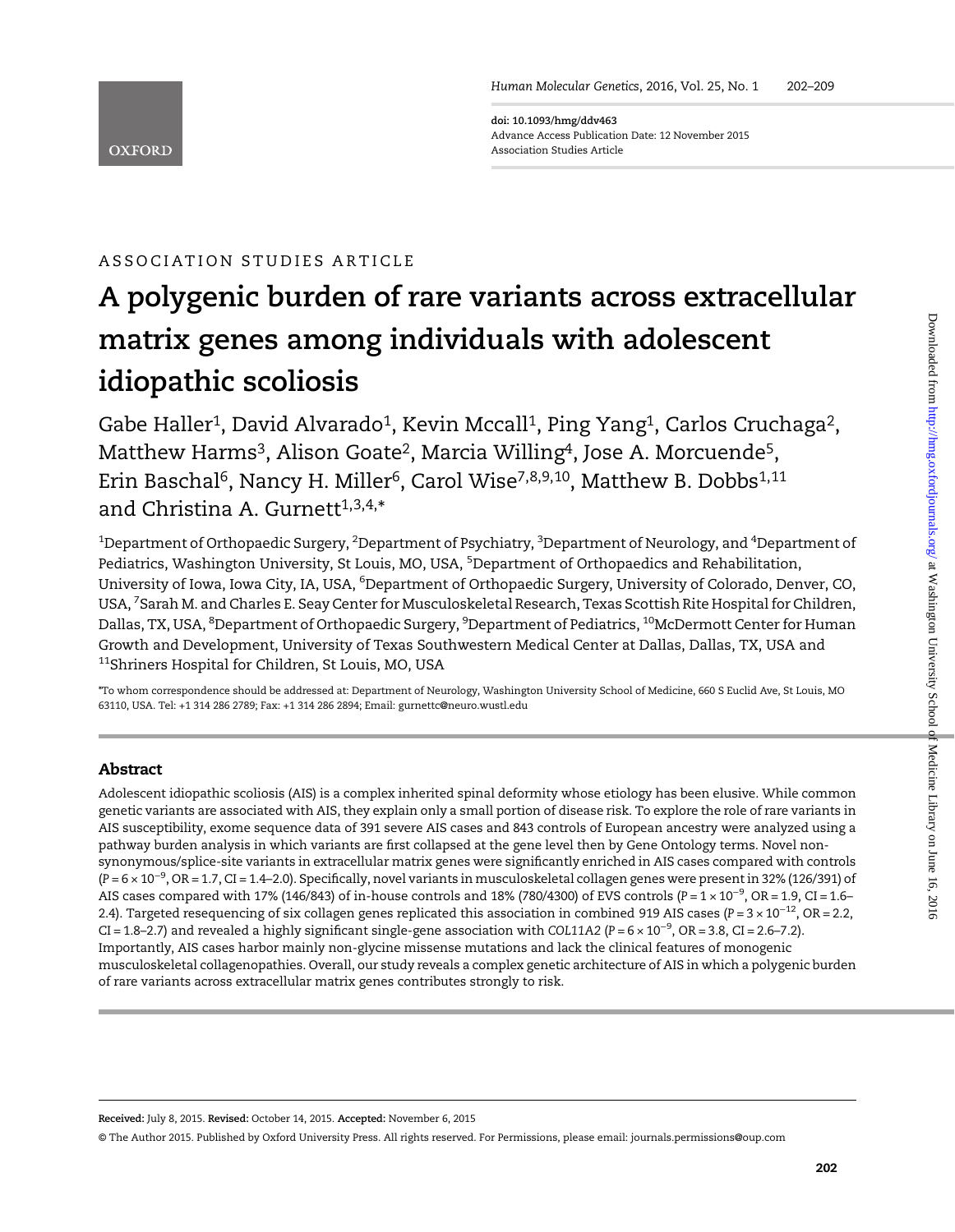ASSOCIATION STUDIES ARTICLE

# A polygenic burden of rare variants across extracellular matrix genes among individuals with adolescent idiopathic scoliosis

Gabe Haller[1], David Alvarado[1], Kevin Mccall[1], Ping Yang[1], Carlos Cruchaga[2], Matthew Harms[3], Alison Goate[2], Marcia Willing[4], Jose A. Morcuende[5], Erin Baschal[6], Nancy H. Miller[6], Carol Wise[7,8,9,10], Matthew B. Dobbs[1,11] and Christina A. Gurnett[1,3,4,*]

[1]Department of Orthopaedic Surgery, [2]Department of Psychiatry, [3]Department of Neurology, and [4]Department of Pediatrics, Washington University, St Louis, MO, USA, [5]Department of Orthopaedics and Rehabilitation, University of Iowa, Iowa City, IA, USA, [6]Department of Orthopaedic Surgery, University of Colorado, Denver, CO, USA, [7]Sarah M. and Charles E. Seay Center for Musculoskeletal Research, Texas Scottish Rite Hospital for Children, Dallas, TX, USA, [8]Department of Orthopaedic Surgery, [9]Department of Pediatrics, [10]McDermott Center for Human Growth and Development, University of Texas Southwestern Medical Center at Dallas, Dallas, TX, USA and [11]Shriners Hospital for Children, St Louis, MO, USA

*To whom correspondence should be addressed at: Department of Neurology, Washington University School of Medicine, 660 S Euclid Ave, St Louis, MO 63110, USA. Tel: +1 314 286 2789; Fax: +1 314 286 2894; Email: gurnettc@neuro.wustl.edu

## Abstract

Adolescent idiopathic scoliosis (AIS) is a complex inherited spinal deformity whose etiology has been elusive. While common genetic variants are associated with AIS, they explain only a small portion of disease risk. To explore the role of rare variants in AIS susceptibility, exome sequence data of 391 severe AIS cases and 843 controls of European ancestry were analyzed using a pathway burden analysis in which variants are first collapsed at the gene level then by Gene Ontology terms. Novel non-synonymous/splice-site variants in extracellular matrix genes were significantly enriched in AIS cases compared with controls ($P = 6 \times 10^{-9}$, OR = 1.7, CI = 1.4–2.0). Specifically, novel variants in musculoskeletal collagen genes were present in 32% (126/391) of AIS cases compared with 17% (146/843) of in-house controls and 18% (780/4300) of EVS controls ($P = 1 \times 10^{-9}$, OR = 1.9, CI = 1.6–2.4). Targeted resequencing of six collagen genes replicated this association in combined 919 AIS cases ($P = 3 \times 10^{-12}$, OR = 2.2, CI = 1.8–2.7) and revealed a highly significant single-gene association with *COL11A2* ($P = 6 \times 10^{-9}$, OR = 3.8, CI = 2.6–7.2). Importantly, AIS cases harbor mainly non-glycine missense mutations and lack the clinical features of monogenic musculoskeletal collagenopathies. Overall, our study reveals a complex genetic architecture of AIS in which a polygenic burden of rare variants across extracellular matrix genes contributes strongly to risk.

**Received:** July 8, 2015. **Revised:** October 14, 2015. **Accepted:** November 6, 2015

© The Author 2015. Published by Oxford University Press. All rights reserved. For Permissions, please email: journals.permissions@oup.com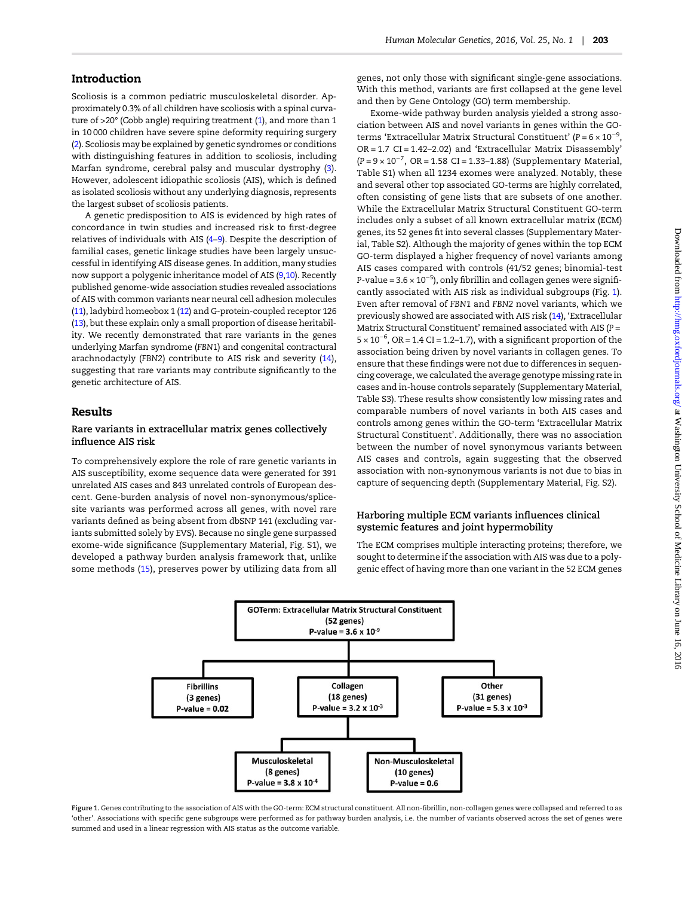## Introduction

Scoliosis is a common pediatric musculoskeletal disorder. Approximately 0.3% of all children have scoliosis with a spinal curvature of >20° (Cobb angle) requiring treatment (1), and more than 1 in 10 000 children have severe spine deformity requiring surgery (2). Scoliosis may be explained by genetic syndromes or conditions with distinguishing features in addition to scoliosis, including Marfan syndrome, cerebral palsy and muscular dystrophy (3). However, adolescent idiopathic scoliosis (AIS), which is defined as isolated scoliosis without any underlying diagnosis, represents the largest subset of scoliosis patients.

A genetic predisposition to AIS is evidenced by high rates of concordance in twin studies and increased risk to first-degree relatives of individuals with AIS (4–9). Despite the description of familial cases, genetic linkage studies have been largely unsuccessful in identifying AIS disease genes. In addition, many studies now support a polygenic inheritance model of AIS (9,10). Recently published genome-wide association studies revealed associations of AIS with common variants near neural cell adhesion molecules (11), ladybird homeobox 1 (12) and G-protein-coupled receptor 126 (13), but these explain only a small proportion of disease heritability. We recently demonstrated that rare variants in the genes underlying Marfan syndrome (*FBN1*) and congenital contractural arachnodactyly (*FBN2*) contribute to AIS risk and severity (14), suggesting that rare variants may contribute significantly to the genetic architecture of AIS.

## Results

### Rare variants in extracellular matrix genes collectively influence AIS risk

To comprehensively explore the role of rare genetic variants in AIS susceptibility, exome sequence data were generated for 391 unrelated AIS cases and 843 unrelated controls of European descent. Gene-burden analysis of novel non-synonymous/splice-site variants was performed across all genes, with novel rare variants defined as being absent from dbSNP 141 (excluding variants submitted solely by EVS). Because no single gene surpassed exome-wide significance (Supplementary Material, Fig. S1), we developed a pathway burden analysis framework that, unlike some methods (15), preserves power by utilizing data from all genes, not only those with significant single-gene associations. With this method, variants are first collapsed at the gene level and then by Gene Ontology (GO) term membership.

Exome-wide pathway burden analysis yielded a strong association between AIS and novel variants in genes within the GO-terms 'Extracellular Matrix Structural Constituent' ($P = 6 \times 10^{-9}$, OR = 1.7 CI = 1.42–2.02) and 'Extracellular Matrix Disassembly' ($P = 9 \times 10^{-7}$, OR = 1.58 CI = 1.33–1.88) (Supplementary Material, Table S1) when all 1234 exomes were analyzed. Notably, these and several other top associated GO-terms are highly correlated, often consisting of gene lists that are subsets of one another. While the Extracellular Matrix Structural Constituent GO-term includes only a subset of all known extracellular matrix (ECM) genes, its 52 genes fit into several classes (Supplementary Material, Table S2). Although the majority of genes within the top ECM GO-term displayed a higher frequency of novel variants among AIS cases compared with controls (41/52 genes; binomial-test P-value = $3.6 \times 10^{-5}$), only fibrillin and collagen genes were significantly associated with AIS risk as individual subgroups (Fig. 1). Even after removal of *FBN1* and *FBN2* novel variants, which we previously showed are associated with AIS risk (14), 'Extracellular Matrix Structural Constituent' remained associated with AIS ($P = 5 \times 10^{-6}$, OR = 1.4 CI = 1.2–1.7), with a significant proportion of the association being driven by novel variants in collagen genes. To ensure that these findings were not due to differences in sequencing coverage, we calculated the average genotype missing rate in cases and in-house controls separately (Supplementary Material, Table S3). These results show consistently low missing rates and comparable numbers of novel variants in both AIS cases and controls among genes within the GO-term 'Extracellular Matrix Structural Constituent'. Additionally, there was no association between the number of novel synonymous variants between AIS cases and controls, again suggesting that the observed association with non-synonymous variants is not due to bias in capture of sequencing depth (Supplementary Material, Fig. S2).

### Harboring multiple ECM variants influences clinical systemic features and joint hypermobility

The ECM comprises multiple interacting proteins; therefore, we sought to determine if the association with AIS was due to a polygenic effect of having more than one variant in the 52 ECM genes

**GOTerm: Extracellular Matrix Structural Constituent** (52 genes) P-value = $3.6 \times 10^{-9}$
- **Fibrillins** (3 genes) P-value = 0.02
- **Collagen** (18 genes) P-value = $3.2 \times 10^{-3}$
  - **Musculoskeletal** (8 genes) P-value = $3.8 \times 10^{-4}$
  - **Non-Musculoskeletal** (10 genes) P-value = 0.6
- **Other** (31 genes) P-value = $5.3 \times 10^{-3}$

**Figure 1.** Genes contributing to the association of AIS with the GO-term: ECM structural constituent. All non-fibrillin, non-collagen genes were collapsed and referred to as 'other'. Associations with specific gene subgroups were performed as for pathway burden analysis, i.e. the number of variants observed across the set of genes were summed and used in a linear regression with AIS status as the outcome variable.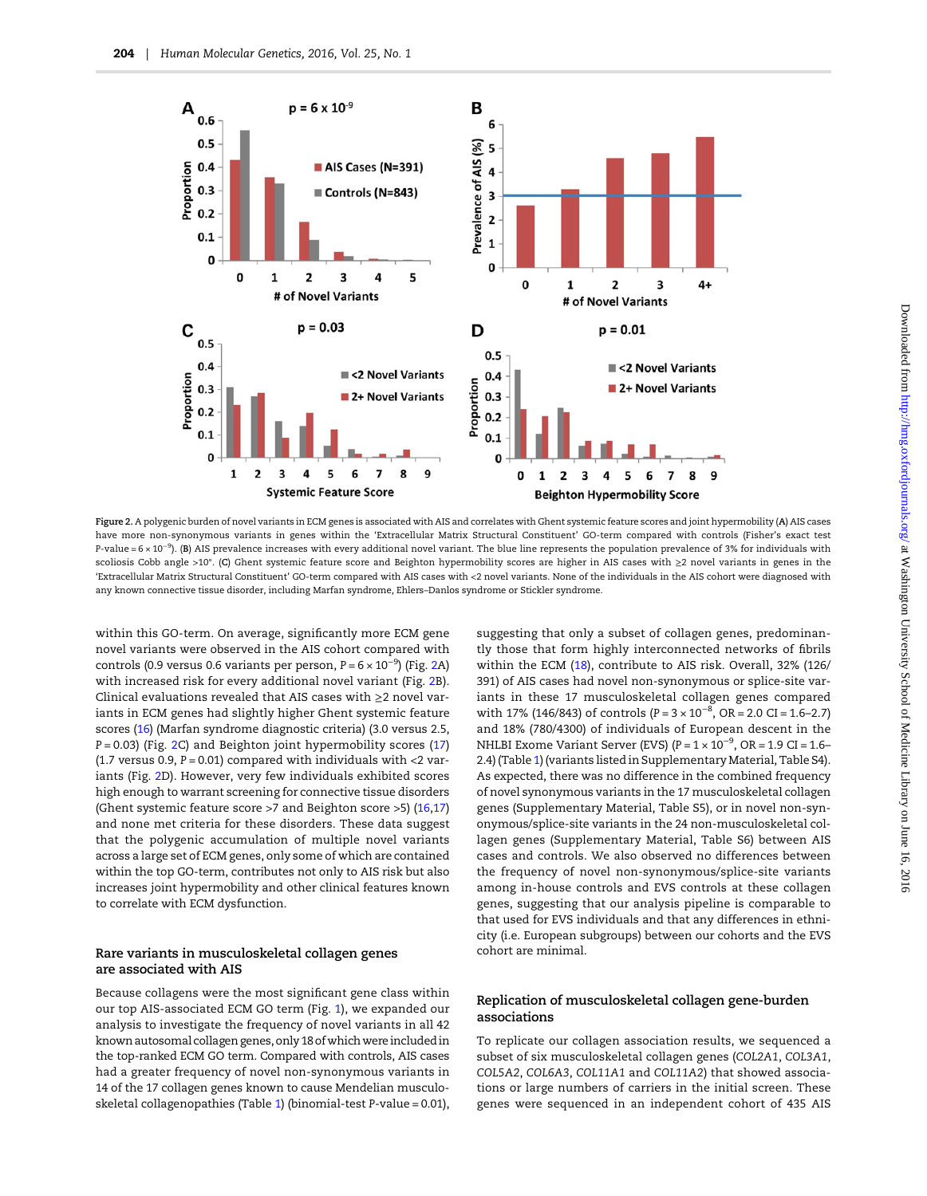Figure 2. A polygenic burden of novel variants in ECM genes is associated with AIS and correlates with Ghent systemic feature scores and joint hypermobility (A) AIS cases have more non-synonymous variants in genes within the 'Extracellular Matrix Structural Constituent' GO-term compared with controls (Fisher's exact test P-value = $6 \times 10^{-9}$). (B) AIS prevalence increases with every additional novel variant. The blue line represents the population prevalence of 3% for individuals with scoliosis Cobb angle >10°. (C) Ghent systemic feature score and Beighton hypermobility scores are higher in AIS cases with ≥2 novel variants in genes in the 'Extracellular Matrix Structural Constituent' GO-term compared with AIS cases with <2 novel variants. None of the individuals in the AIS cohort were diagnosed with any known connective tissue disorder, including Marfan syndrome, Ehlers–Danlos syndrome or Stickler syndrome.

within this GO-term. On average, significantly more ECM gene novel variants were observed in the AIS cohort compared with controls (0.9 versus 0.6 variants per person, $P = 6 \times 10^{-9}$) (Fig. 2A) with increased risk for every additional novel variant (Fig. 2B). Clinical evaluations revealed that AIS cases with ≥2 novel variants in ECM genes had slightly higher Ghent systemic feature scores (16) (Marfan syndrome diagnostic criteria) (3.0 versus 2.5, P = 0.03) (Fig. 2C) and Beighton joint hypermobility scores (17) (1.7 versus 0.9, P = 0.01) compared with individuals with <2 variants (Fig. 2D). However, very few individuals exhibited scores high enough to warrant screening for connective tissue disorders (Ghent systemic feature score >7 and Beighton score >5) (16,17) and none met criteria for these disorders. These data suggest that the polygenic accumulation of multiple novel variants across a large set of ECM genes, only some of which are contained within the top GO-term, contributes not only to AIS risk but also increases joint hypermobility and other clinical features known to correlate with ECM dysfunction.

## Rare variants in musculoskeletal collagen genes are associated with AIS

Because collagens were the most significant gene class within our top AIS-associated ECM GO term (Fig. 1), we expanded our analysis to investigate the frequency of novel variants in all 42 known autosomal collagen genes, only 18 of which were included in the top-ranked ECM GO term. Compared with controls, AIS cases had a greater frequency of novel non-synonymous variants in 14 of the 17 collagen genes known to cause Mendelian musculoskeletal collagenopathies (Table 1) (binomial-test P-value = 0.01), suggesting that only a subset of collagen genes, predominantly those that form highly interconnected networks of fibrils within the ECM (18), contribute to AIS risk. Overall, 32% (126/391) of AIS cases had novel non-synonymous or splice-site variants in these 17 musculoskeletal collagen genes compared with 17% (146/843) of controls ($P = 3 \times 10^{-8}$, OR = 2.0 CI = 1.6–2.7) and 18% (780/4300) of individuals of European descent in the NHLBI Exome Variant Server (EVS) ($P = 1 \times 10^{-9}$, OR = 1.9 CI = 1.6–2.4) (Table 1) (variants listed in Supplementary Material, Table S4). As expected, there was no difference in the combined frequency of novel synonymous variants in the 17 musculoskeletal collagen genes (Supplementary Material, Table S5), or in novel non-synonymous/splice-site variants in the 24 non-musculoskeletal collagen genes (Supplementary Material, Table S6) between AIS cases and controls. We also observed no differences between the frequency of novel non-synonymous/splice-site variants among in-house controls and EVS controls at these collagen genes, suggesting that our analysis pipeline is comparable to that used for EVS individuals and that any differences in ethnicity (i.e. European subgroups) between our cohorts and the EVS cohort are minimal.

## Replication of musculoskeletal collagen gene-burden associations

To replicate our collagen association results, we sequenced a subset of six musculoskeletal collagen genes (*COL2A1*, *COL3A1*, *COL5A2*, *COL6A3*, *COL11A1* and *COL11A2*) that showed associations or large numbers of carriers in the initial screen. These genes were sequenced in an independent cohort of 435 AIS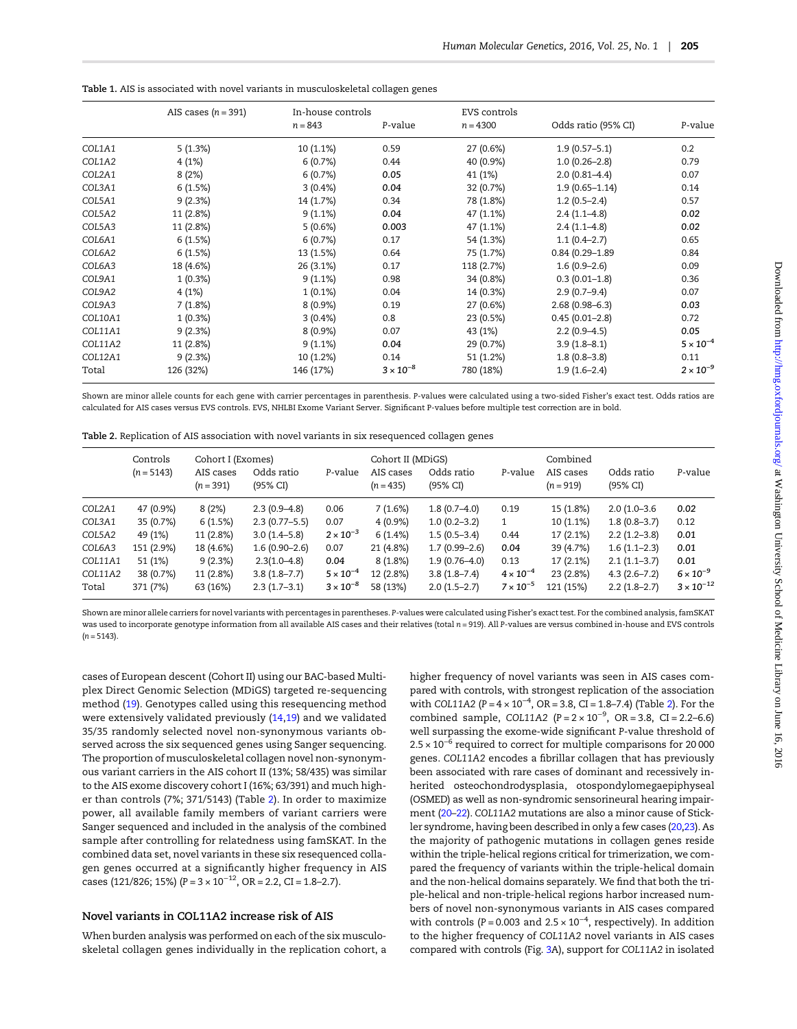**Table 1.** AIS is associated with novel variants in musculoskeletal collagen genes

| | AIS cases ($n$ = 391) | In-house controls $n$ = 843 | $P$-value | EVS controls $n$ = 4300 | Odds ratio (95% CI) | $P$-value |
|---|---|---|---|---|---|---|
| *COL1A1* | 5 (1.3%) | 10 (1.1%) | 0.59 | 27 (0.6%) | 1.9 (0.57–5.1) | 0.2 |
| *COL1A2* | 4 (1%) | 6 (0.7%) | 0.44 | 40 (0.9%) | 1.0 (0.26–2.8) | 0.79 |
| *COL2A1* | 8 (2%) | 6 (0.7%) | **0.05** | 41 (1%) | 2.0 (0.81–4.4) | 0.07 |
| *COL3A1* | 6 (1.5%) | 3 (0.4%) | **0.04** | 32 (0.7%) | 1.9 (0.65–1.14) | 0.14 |
| *COL5A1* | 9 (2.3%) | 14 (1.7%) | 0.34 | 78 (1.8%) | 1.2 (0.5–2.4) | 0.57 |
| *COL5A2* | 11 (2.8%) | 9 (1.1%) | **0.04** | 47 (1.1%) | 2.4 (1.1–4.8) | **0.02** |
| *COL5A3* | 11 (2.8%) | 5 (0.6%) | **0.003** | 47 (1.1%) | 2.4 (1.1–4.8) | **0.02** |
| *COL6A1* | 6 (1.5%) | 6 (0.7%) | 0.17 | 54 (1.3%) | 1.1 (0.4–2.7) | 0.65 |
| *COL6A2* | 6 (1.5%) | 13 (1.5%) | 0.64 | 75 (1.7%) | 0.84 (0.29–1.89 | 0.84 |
| *COL6A3* | 18 (4.6%) | 26 (3.1%) | 0.17 | 118 (2.7%) | 1.6 (0.9–2.6) | 0.09 |
| *COL9A1* | 1 (0.3%) | 9 (1.1%) | 0.98 | 34 (0.8%) | 0.3 (0.01–1.8) | 0.36 |
| *COL9A2* | 4 (1%) | 1 (0.1%) | 0.04 | 14 (0.3%) | 2.9 (0.7–9.4) | 0.07 |
| *COL9A3* | 7 (1.8%) | 8 (0.9%) | 0.19 | 27 (0.6%) | 2.68 (0.98–6.3) | **0.03** |
| *COL10A1* | 1 (0.3%) | 3 (0.4%) | 0.8 | 23 (0.5%) | 0.45 (0.01–2.8) | 0.72 |
| *COL11A1* | 9 (2.3%) | 8 (0.9%) | 0.07 | 43 (1%) | 2.2 (0.9–4.5) | **0.05** |
| *COL11A2* | 11 (2.8%) | 9 (1.1%) | **0.04** | 29 (0.7%) | 3.9 (1.8–8.1) | $\mathbf{5 \times 10^{-4}}$ |
| *COL12A1* | 9 (2.3%) | 10 (1.2%) | 0.14 | 51 (1.2%) | 1.8 (0.8–3.8) | 0.11 |
| Total | 126 (32%) | 146 (17%) | $\mathbf{3 \times 10^{-8}}$ | 780 (18%) | 1.9 (1.6–2.4) | $\mathbf{2 \times 10^{-9}}$ |

Shown are minor allele counts for each gene with carrier percentages in parenthesis. $P$-values were calculated using a two-sided Fisher's exact test. Odds ratios are calculated for AIS cases versus EVS controls. EVS, NHLBI Exome Variant Server. Significant $P$-values before multiple test correction are in bold.

**Table 2.** Replication of AIS association with novel variants in six resequenced collagen genes

| | Controls ($n$ = 5143) | Cohort I (Exomes) AIS cases ($n$ = 391) | Odds ratio (95% CI) | $P$-value | Cohort II (MDiGS) AIS cases ($n$ = 435) | Odds ratio (95% CI) | $P$-value | Combined AIS cases ($n$ = 919) | Odds ratio (95% CI) | $P$-value |
|---|---|---|---|---|---|---|---|---|---|---|
| *COL2A1* | 47 (0.9%) | 8 (2%) | 2.3 (0.9–4.8) | 0.06 | 7 (1.6%) | 1.8 (0.7–4.0) | 0.19 | 15 (1.8%) | 2.0 (1.0–3.6 | **0.02** |
| *COL3A1* | 35 (0.7%) | 6 (1.5%) | 2.3 (0.77–5.5) | 0.07 | 4 (0.9%) | 1.0 (0.2–3.2) | 1 | 10 (1.1%) | 1.8 (0.8–3.7) | 0.12 |
| *COL5A2* | 49 (1%) | 11 (2.8%) | 3.0 (1.4–5.8) | $\mathbf{2 \times 10^{-3}}$ | 6 (1.4%) | 1.5 (0.5–3.4) | 0.44 | 17 (2.1%) | 2.2 (1.2–3.8) | **0.01** |
| *COL6A3* | 151 (2.9%) | 18 (4.6%) | 1.6 (0.90–2.6) | 0.07 | 21 (4.8%) | 1.7 (0.99–2.6) | **0.04** | 39 (4.7%) | 1.6 (1.1–2.3) | **0.01** |
| *COL11A1* | 51 (1%) | 9 (2.3%) | 2.3(1.0–4.8) | **0.04** | 8 (1.8%) | 1.9 (0.76–4.0) | 0.13 | 17 (2.1%) | 2.1 (1.1–3.7) | **0.01** |
| *COL11A2* | 38 (0.7%) | 11 (2.8%) | 3.8 (1.8–7.7) | $\mathbf{5 \times 10^{-4}}$ | 12 (2.8%) | 3.8 (1.8–7.4) | $\mathbf{4 \times 10^{-4}}$ | 23 (2.8%) | 4.3 (2.6–7.2) | $\mathbf{6 \times 10^{-9}}$ |
| Total | 371 (7%) | 63 (16%) | 2.3 (1.7–3.1) | $\mathbf{3 \times 10^{-8}}$ | 58 (13%) | 2.0 (1.5–2.7) | $\mathbf{7 \times 10^{-5}}$ | 121 (15%) | 2.2 (1.8–2.7) | $\mathbf{3 \times 10^{-12}}$ |

Shown are minor allele carriers for novel variants with percentages in parentheses. $P$-values were calculated using Fisher's exact test. For the combined analysis, famSKAT was used to incorporate genotype information from all available AIS cases and their relatives (total $n$ = 919). All $P$-values are versus combined in-house and EVS controls ($n$ = 5143).

cases of European descent (Cohort II) using our BAC-based Multiplex Direct Genomic Selection (MDiGS) targeted re-sequencing method (19). Genotypes called using this resequencing method were extensively validated previously (14,19) and we validated 35/35 randomly selected novel non-synonymous variants observed across the six sequenced genes using Sanger sequencing. The proportion of musculoskeletal collagen novel non-synonymous variant carriers in the AIS cohort II (13%; 58/435) was similar to the AIS exome discovery cohort I (16%; 63/391) and much higher than controls (7%; 371/5143) (Table 2). In order to maximize power, all available family members of variant carriers were Sanger sequenced and included in the analysis of the combined sample after controlling for relatedness using famSKAT. In the combined data set, novel variants in these six resequenced collagen genes occurred at a significantly higher frequency in AIS cases (121/826; 15%) ($P = 3 \times 10^{-12}$, OR = 2.2, CI = 1.8–2.7).

## Novel variants in COL11A2 increase risk of AIS

When burden analysis was performed on each of the six musculoskeletal collagen genes individually in the replication cohort, a higher frequency of novel variants was seen in AIS cases compared with controls, with strongest replication of the association with *COL11A2* ($P = 4 \times 10^{-4}$, OR = 3.8, CI = 1.8–7.4) (Table 2). For the combined sample, *COL11A2* ($P = 2 \times 10^{-9}$, OR = 3.8, CI = 2.2–6.6) well surpassing the exome-wide significant $P$-value threshold of $2.5 \times 10^{-6}$ required to correct for multiple comparisons for 20 000 genes. *COL11A2* encodes a fibrillar collagen that has previously been associated with rare cases of dominant and recessively inherited osteochondrodysplasia, otospondylomegaepiphyseal (OSMED) as well as non-syndromic sensorineural hearing impairment (20–22). *COL11A2* mutations are also a minor cause of Stickler syndrome, having been described in only a few cases (20,23). As the majority of pathogenic mutations in collagen genes reside within the triple-helical regions critical for trimerization, we compared the frequency of variants within the triple-helical domain and the non-helical domains separately. We find that both the triple-helical and non-triple-helical regions harbor increased numbers of novel non-synonymous variants in AIS cases compared with controls ($P = 0.003$ and $2.5 \times 10^{-4}$, respectively). In addition to the higher frequency of *COL11A2* novel variants in AIS cases compared with controls (Fig. 3A), support for *COL11A2* in isolated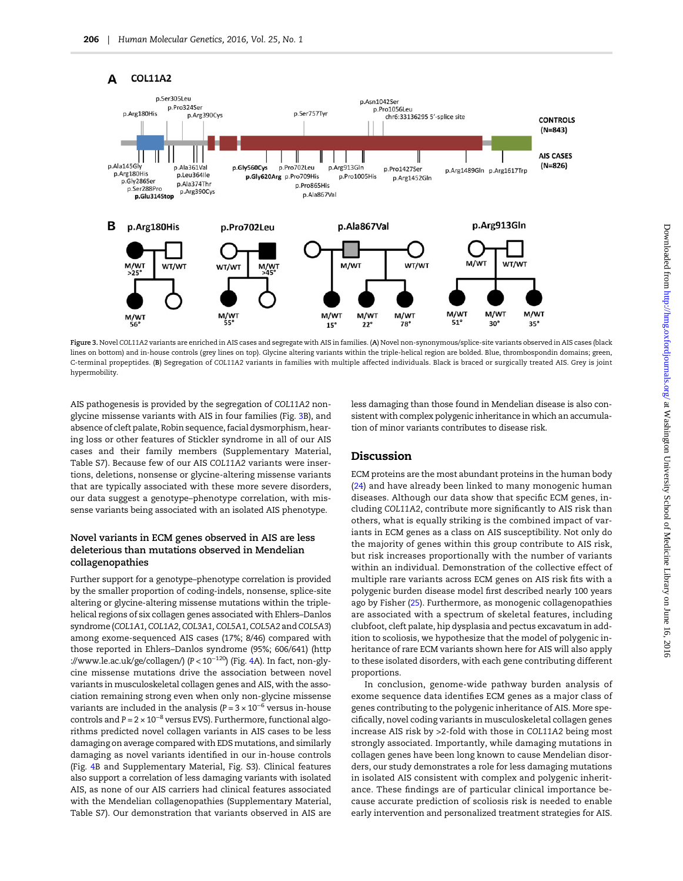Figure 3. Novel *COL11A2* variants are enriched in AIS cases and segregate with AIS in families. (A) Novel non-synonymous/splice-site variants observed in AIS cases (black lines on bottom) and in-house controls (grey lines on top). Glycine altering variants within the triple-helical region are bolded. Blue, thrombospondin domains; green, C-terminal propeptides. (B) Segregation of *COL11A2* variants in families with multiple affected individuals. Black is braced or surgically treated AIS. Grey is joint hypermobility.

AIS pathogenesis is provided by the segregation of *COL11A2* non-glycine missense variants with AIS in four families (Fig. 3B), and absence of cleft palate, Robin sequence, facial dysmorphism, hearing loss or other features of Stickler syndrome in all of our AIS cases and their family members (Supplementary Material, Table S7). Because few of our AIS *COL11A2* variants were insertions, deletions, nonsense or glycine-altering missense variants that are typically associated with these more severe disorders, our data suggest a genotype–phenotype correlation, with missense variants being associated with an isolated AIS phenotype.

### Novel variants in ECM genes observed in AIS are less deleterious than mutations observed in Mendelian collagenopathies

Further support for a genotype–phenotype correlation is provided by the smaller proportion of coding-indels, nonsense, splice-site altering or glycine-altering missense mutations within the triple-helical regions of six collagen genes associated with Ehlers–Danlos syndrome (*COL1A1, COL1A2, COL3A1, COL5A1, COL5A2* and *COL5A3*) among exome-sequenced AIS cases (17%; 8/46) compared with those reported in Ehlers–Danlos syndrome (95%; 606/641) (http://www.le.ac.uk/ge/collagen/) ($P < 10^{-120}$) (Fig. 4A). In fact, non-glycine missense mutations drive the association between novel variants in musculoskeletal collagen genes and AIS, with the association remaining strong even when only non-glycine missense variants are included in the analysis ($P = 3 \times 10^{-6}$ versus in-house controls and $P = 2 \times 10^{-8}$ versus EVS). Furthermore, functional algorithms predicted novel collagen variants in AIS cases to be less damaging on average compared with EDS mutations, and similarly damaging as novel variants identified in our in-house controls (Fig. 4B and Supplementary Material, Fig. S3). Clinical features also support a correlation of less damaging variants with isolated AIS, as none of our AIS carriers had clinical features associated with the Mendelian collagenopathies (Supplementary Material, Table S7). Our demonstration that variants observed in AIS are less damaging than those found in Mendelian disease is also consistent with complex polygenic inheritance in which an accumulation of minor variants contributes to disease risk.

## Discussion

ECM proteins are the most abundant proteins in the human body (24) and have already been linked to many monogenic human diseases. Although our data show that specific ECM genes, including *COL11A2*, contribute more significantly to AIS risk than others, what is equally striking is the combined impact of variants in ECM genes as a class on AIS susceptibility. Not only do the majority of genes within this group contribute to AIS risk, but risk increases proportionally with the number of variants within an individual. Demonstration of the collective effect of multiple rare variants across ECM genes on AIS risk fits with a polygenic burden disease model first described nearly 100 years ago by Fisher (25). Furthermore, as monogenic collagenopathies are associated with a spectrum of skeletal features, including clubfoot, cleft palate, hip dysplasia and pectus excavatum in addition to scoliosis, we hypothesize that the model of polygenic inheritance of rare ECM variants shown here for AIS will also apply to these isolated disorders, with each gene contributing different proportions.

In conclusion, genome-wide pathway burden analysis of exome sequence data identifies ECM genes as a major class of genes contributing to the polygenic inheritance of AIS. More specifically, novel coding variants in musculoskeletal collagen genes increase AIS risk by >2-fold with those in *COL11A2* being most strongly associated. Importantly, while damaging mutations in collagen genes have been long known to cause Mendelian disorders, our study demonstrates a role for less damaging mutations in isolated AIS consistent with complex and polygenic inheritance. These findings are of particular clinical importance because accurate prediction of scoliosis risk is needed to enable early intervention and personalized treatment strategies for AIS.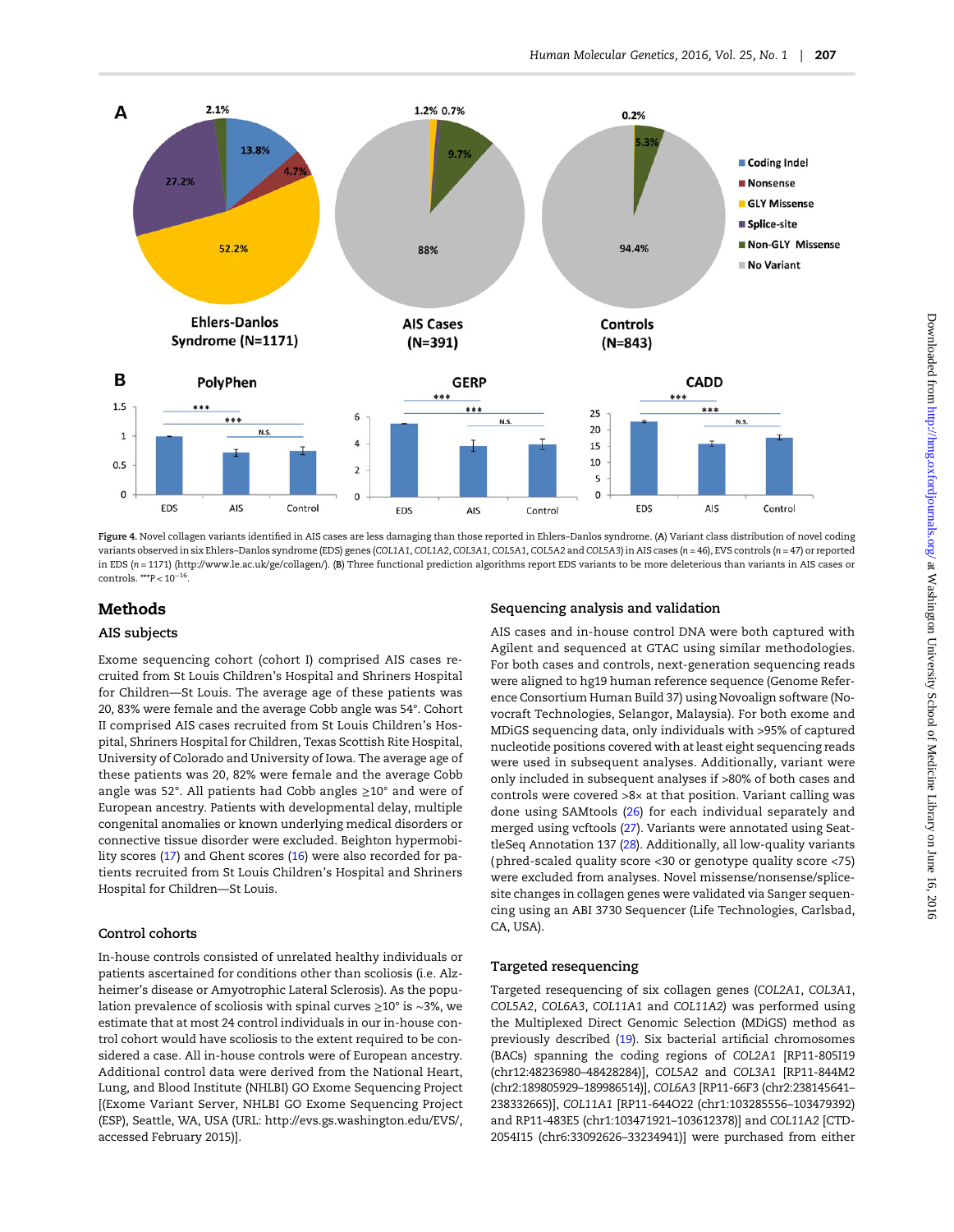Figure 4. Novel collagen variants identified in AIS cases are less damaging than those reported in Ehlers–Danlos syndrome. (A) Variant class distribution of novel coding variants observed in six Ehlers–Danlos syndrome (EDS) genes (*COL1A1*, *COL1A2*, *COL3A1*, *COL5A1*, *COL5A2* and *COL5A3*) in AIS cases ($n = 46$), EVS controls ($n = 47$) or reported in EDS ($n = 1171$) (http://www.le.ac.uk/ge/collagen/). (B) Three functional prediction algorithms report EDS variants to be more deleterious than variants in AIS cases or controls. $^{***}P < 10^{-16}$.

## Methods

### AIS subjects

Exome sequencing cohort (cohort I) comprised AIS cases recruited from St Louis Children's Hospital and Shriners Hospital for Children—St Louis. The average age of these patients was 20, 83% were female and the average Cobb angle was 54°. Cohort II comprised AIS cases recruited from St Louis Children's Hospital, Shriners Hospital for Children, Texas Scottish Rite Hospital, University of Colorado and University of Iowa. The average age of these patients was 20, 82% were female and the average Cobb angle was 52°. All patients had Cobb angles ≥10° and were of European ancestry. Patients with developmental delay, multiple congenital anomalies or known underlying medical disorders or connective tissue disorder were excluded. Beighton hypermobility scores (17) and Ghent scores (16) were also recorded for patients recruited from St Louis Children's Hospital and Shriners Hospital for Children—St Louis.

### Control cohorts

In-house controls consisted of unrelated healthy individuals or patients ascertained for conditions other than scoliosis (i.e. Alzheimer's disease or Amyotrophic Lateral Sclerosis). As the population prevalence of scoliosis with spinal curves ≥10° is ~3%, we estimate that at most 24 control individuals in our in-house control cohort would have scoliosis to the extent required to be considered a case. All in-house controls were of European ancestry. Additional control data were derived from the National Heart, Lung, and Blood Institute (NHLBI) GO Exome Sequencing Project [(Exome Variant Server, NHLBI GO Exome Sequencing Project (ESP), Seattle, WA, USA (URL: http://evs.gs.washington.edu/EVS/, accessed February 2015)].

### Sequencing analysis and validation

AIS cases and in-house control DNA were both captured with Agilent and sequenced at GTAC using similar methodologies. For both cases and controls, next-generation sequencing reads were aligned to hg19 human reference sequence (Genome Reference Consortium Human Build 37) using Novoalign software (Novocraft Technologies, Selangor, Malaysia). For both exome and MDiGS sequencing data, only individuals with >95% of captured nucleotide positions covered with at least eight sequencing reads were used in subsequent analyses. Additionally, variant were only included in subsequent analyses if >80% of both cases and controls were covered >8× at that position. Variant calling was done using SAMtools (26) for each individual separately and merged using vcftools (27). Variants were annotated using SeattleSeq Annotation 137 (28). Additionally, all low-quality variants (phred-scaled quality score <30 or genotype quality score <75) were excluded from analyses. Novel missense/nonsense/splice-site changes in collagen genes were validated via Sanger sequencing using an ABI 3730 Sequencer (Life Technologies, Carlsbad, CA, USA).

### Targeted resequencing

Targeted resequencing of six collagen genes (*COL2A1*, *COL3A1*, *COL5A2*, *COL6A3*, *COL11A1* and *COL11A2*) was performed using the Multiplexed Direct Genomic Selection (MDiGS) method as previously described (19). Six bacterial artificial chromosomes (BACs) spanning the coding regions of *COL2A1* [RP11-805I19 (chr12:48236980–48428284)], *COL5A2* and *COL3A1* [RP11-844M2 (chr2:189805929–189986514)], *COL6A3* [RP11-66F3 (chr2:238145641–238332665)], *COL11A1* [RP11-644O22 (chr1:103285556–103479392) and RP11-483E5 (chr1:103471921–103612378)] and *COL11A2* [CTD-2054I15 (chr6:33092626–33234941)] were purchased from either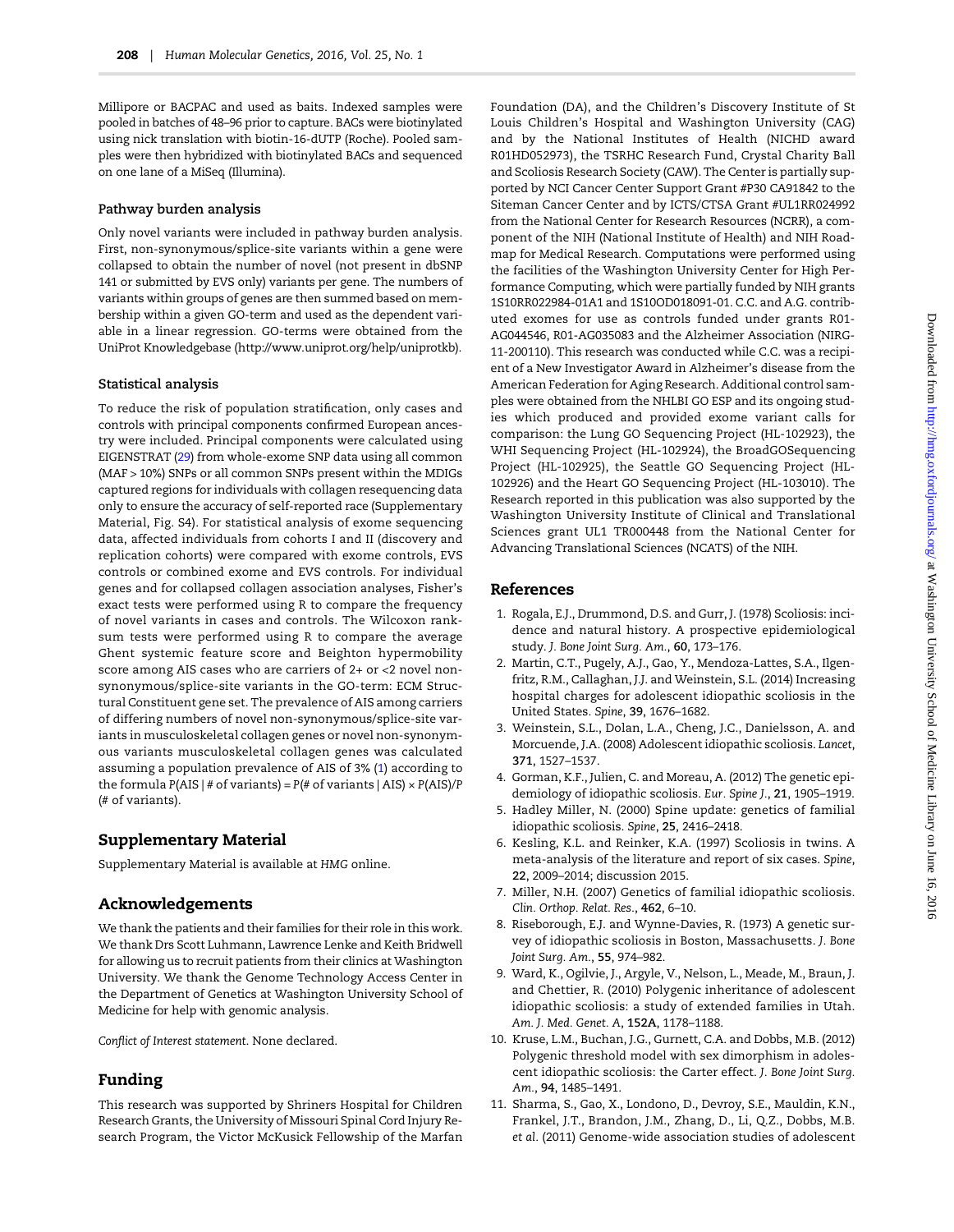Millipore or BACPAC and used as baits. Indexed samples were pooled in batches of 48–96 prior to capture. BACs were biotinylated using nick translation with biotin-16-dUTP (Roche). Pooled samples were then hybridized with biotinylated BACs and sequenced on one lane of a MiSeq (Illumina).

### Pathway burden analysis

Only novel variants were included in pathway burden analysis. First, non-synonymous/splice-site variants within a gene were collapsed to obtain the number of novel (not present in dbSNP 141 or submitted by EVS only) variants per gene. The numbers of variants within groups of genes are then summed based on membership within a given GO-term and used as the dependent variable in a linear regression. GO-terms were obtained from the UniProt Knowledgebase (http://www.uniprot.org/help/uniprotkb).

### Statistical analysis

To reduce the risk of population stratification, only cases and controls with principal components confirmed European ancestry were included. Principal components were calculated using EIGENSTRAT (29) from whole-exome SNP data using all common (MAF > 10%) SNPs or all common SNPs present within the MDIGs captured regions for individuals with collagen resequencing data only to ensure the accuracy of self-reported race (Supplementary Material, Fig. S4). For statistical analysis of exome sequencing data, affected individuals from cohorts I and II (discovery and replication cohorts) were compared with exome controls, EVS controls or combined exome and EVS controls. For individual genes and for collapsed collagen association analyses, Fisher's exact tests were performed using R to compare the frequency of novel variants in cases and controls. The Wilcoxon rank-sum tests were performed using R to compare the average Ghent systemic feature score and Beighton hypermobility score among AIS cases who are carriers of 2+ or <2 novel non-synonymous/splice-site variants in the GO-term: ECM Structural Constituent gene set. The prevalence of AIS among carriers of differing numbers of novel non-synonymous/splice-site variants in musculoskeletal collagen genes or novel non-synonymous variants musculoskeletal collagen genes was calculated assuming a population prevalence of AIS of 3% (1) according to the formula $P(\text{AIS} \mid \#\text{ of variants}) = P(\#\text{ of variants} \mid \text{AIS}) \times P(\text{AIS})/P(\#\text{ of variants})$.

## Supplementary Material

Supplementary Material is available at *HMG* online.

## Acknowledgements

We thank the patients and their families for their role in this work. We thank Drs Scott Luhmann, Lawrence Lenke and Keith Bridwell for allowing us to recruit patients from their clinics at Washington University. We thank the Genome Technology Access Center in the Department of Genetics at Washington University School of Medicine for help with genomic analysis.

*Conflict of Interest statement*. None declared.

## Funding

This research was supported by Shriners Hospital for Children Research Grants, the University of Missouri Spinal Cord Injury Research Program, the Victor McKusick Fellowship of the Marfan Foundation (DA), and the Children's Discovery Institute of St Louis Children's Hospital and Washington University (CAG) and by the National Institutes of Health (NICHD award R01HD052973), the TSRHC Research Fund, Crystal Charity Ball and Scoliosis Research Society (CAW). The Center is partially supported by NCI Cancer Center Support Grant #P30 CA91842 to the Siteman Cancer Center and by ICTS/CTSA Grant #UL1RR024992 from the National Center for Research Resources (NCRR), a component of the NIH (National Institute of Health) and NIH Roadmap for Medical Research. Computations were performed using the facilities of the Washington University Center for High Performance Computing, which were partially funded by NIH grants 1S10RR022984-01A1 and 1S10OD018091-01. C.C. and A.G. contributed exomes for use as controls funded under grants R01-AG044546, R01-AG035083 and the Alzheimer Association (NIRG-11-200110). This research was conducted while C.C. was a recipient of a New Investigator Award in Alzheimer's disease from the American Federation for Aging Research. Additional control samples were obtained from the NHLBI GO ESP and its ongoing studies which produced and provided exome variant calls for comparison: the Lung GO Sequencing Project (HL-102923), the WHI Sequencing Project (HL-102924), the BroadGOSequencing Project (HL-102925), the Seattle GO Sequencing Project (HL-102926) and the Heart GO Sequencing Project (HL-103010). The Research reported in this publication was also supported by the Washington University Institute of Clinical and Translational Sciences grant UL1 TR000448 from the National Center for Advancing Translational Sciences (NCATS) of the NIH.

## References

1. Rogala, E.J., Drummond, D.S. and Gurr, J. (1978) Scoliosis: incidence and natural history. A prospective epidemiological study. *J. Bone Joint Surg. Am.*, **60**, 173–176.
2. Martin, C.T., Pugely, A.J., Gao, Y., Mendoza-Lattes, S.A., Ilgenfritz, R.M., Callaghan, J.J. and Weinstein, S.L. (2014) Increasing hospital charges for adolescent idiopathic scoliosis in the United States. *Spine*, **39**, 1676–1682.
3. Weinstein, S.L., Dolan, L.A., Cheng, J.C., Danielsson, A. and Morcuende, J.A. (2008) Adolescent idiopathic scoliosis. *Lancet*, **371**, 1527–1537.
4. Gorman, K.F., Julien, C. and Moreau, A. (2012) The genetic epidemiology of idiopathic scoliosis. *Eur. Spine J.*, **21**, 1905–1919.
5. Hadley Miller, N. (2000) Spine update: genetics of familial idiopathic scoliosis. *Spine*, **25**, 2416–2418.
6. Kesling, K.L. and Reinker, K.A. (1997) Scoliosis in twins. A meta-analysis of the literature and report of six cases. *Spine*, **22**, 2009–2014; discussion 2015.
7. Miller, N.H. (2007) Genetics of familial idiopathic scoliosis. *Clin. Orthop. Relat. Res.*, **462**, 6–10.
8. Riseborough, E.J. and Wynne-Davies, R. (1973) A genetic survey of idiopathic scoliosis in Boston, Massachusetts. *J. Bone Joint Surg. Am.*, **55**, 974–982.
9. Ward, K., Ogilvie, J., Argyle, V., Nelson, L., Meade, M., Braun, J. and Chettier, R. (2010) Polygenic inheritance of adolescent idiopathic scoliosis: a study of extended families in Utah. *Am. J. Med. Genet. A*, **152A**, 1178–1188.
10. Kruse, L.M., Buchan, J.G., Gurnett, C.A. and Dobbs, M.B. (2012) Polygenic threshold model with sex dimorphism in adolescent idiopathic scoliosis: the Carter effect. *J. Bone Joint Surg. Am.*, **94**, 1485–1491.
11. Sharma, S., Gao, X., Londono, D., Devroy, S.E., Mauldin, K.N., Frankel, J.T., Brandon, J.M., Zhang, D., Li, Q.Z., Dobbs, M.B. *et al.* (2011) Genome-wide association studies of adolescent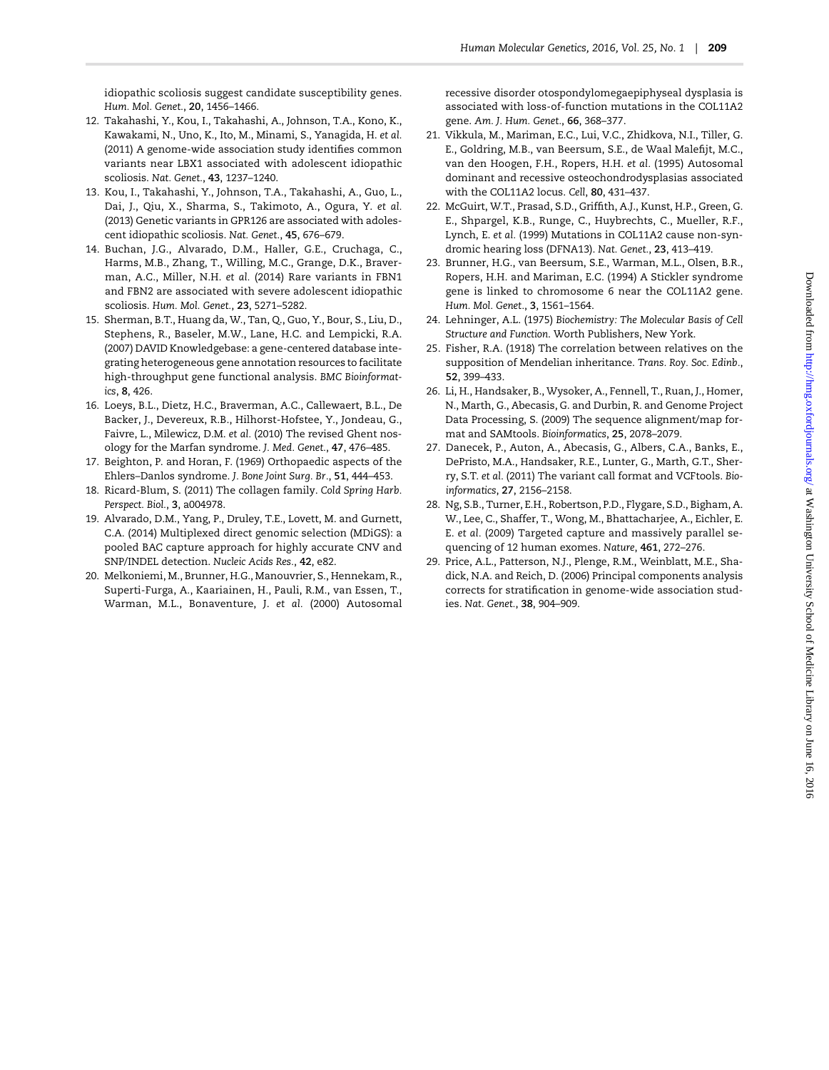idiopathic scoliosis suggest candidate susceptibility genes. *Hum. Mol. Genet.*, **20**, 1456–1466.

12. Takahashi, Y., Kou, I., Takahashi, A., Johnson, T.A., Kono, K., Kawakami, N., Uno, K., Ito, M., Minami, S., Yanagida, H. *et al.* (2011) A genome-wide association study identifies common variants near LBX1 associated with adolescent idiopathic scoliosis. *Nat. Genet.*, **43**, 1237–1240.
13. Kou, I., Takahashi, Y., Johnson, T.A., Takahashi, A., Guo, L., Dai, J., Qiu, X., Sharma, S., Takimoto, A., Ogura, Y. *et al.* (2013) Genetic variants in GPR126 are associated with adolescent idiopathic scoliosis. *Nat. Genet.*, **45**, 676–679.
14. Buchan, J.G., Alvarado, D.M., Haller, G.E., Cruchaga, C., Harms, M.B., Zhang, T., Willing, M.C., Grange, D.K., Braverman, A.C., Miller, N.H. *et al.* (2014) Rare variants in FBN1 and FBN2 are associated with severe adolescent idiopathic scoliosis. *Hum. Mol. Genet.*, **23**, 5271–5282.
15. Sherman, B.T., Huang da, W., Tan, Q., Guo, Y., Bour, S., Liu, D., Stephens, R., Baseler, M.W., Lane, H.C. and Lempicki, R.A. (2007) DAVID Knowledgebase: a gene-centered database integrating heterogeneous gene annotation resources to facilitate high-throughput gene functional analysis. *BMC Bioinformatics*, **8**, 426.
16. Loeys, B.L., Dietz, H.C., Braverman, A.C., Callewaert, B.L., De Backer, J., Devereux, R.B., Hilhorst-Hofstee, Y., Jondeau, G., Faivre, L., Milewicz, D.M. *et al.* (2010) The revised Ghent nosology for the Marfan syndrome. *J. Med. Genet.*, **47**, 476–485.
17. Beighton, P. and Horan, F. (1969) Orthopaedic aspects of the Ehlers–Danlos syndrome. *J. Bone Joint Surg. Br.*, **51**, 444–453.
18. Ricard-Blum, S. (2011) The collagen family. *Cold Spring Harb. Perspect. Biol.*, **3**, a004978.
19. Alvarado, D.M., Yang, P., Druley, T.E., Lovett, M. and Gurnett, C.A. (2014) Multiplexed direct genomic selection (MDiGS): a pooled BAC capture approach for highly accurate CNV and SNP/INDEL detection. *Nucleic Acids Res.*, **42**, e82.
20. Melkoniemi, M., Brunner, H.G., Manouvrier, S., Hennekam, R., Superti-Furga, A., Kaariainen, H., Pauli, R.M., van Essen, T., Warman, M.L., Bonaventure, J. *et al.* (2000) Autosomal recessive disorder otospondylomegaepiphyseal dysplasia is associated with loss-of-function mutations in the COL11A2 gene. *Am. J. Hum. Genet.*, **66**, 368–377.
21. Vikkula, M., Mariman, E.C., Lui, V.C., Zhidkova, N.I., Tiller, G. E., Goldring, M.B., van Beersum, S.E., de Waal Malefijt, M.C., van den Hoogen, F.H., Ropers, H.H. *et al.* (1995) Autosomal dominant and recessive osteochondrodysplasias associated with the COL11A2 locus. *Cell*, **80**, 431–437.
22. McGuirt, W.T., Prasad, S.D., Griffith, A.J., Kunst, H.P., Green, G. E., Shpargel, K.B., Runge, C., Huybrechts, C., Mueller, R.F., Lynch, E. *et al.* (1999) Mutations in COL11A2 cause non-syndromic hearing loss (DFNA13). *Nat. Genet.*, **23**, 413–419.
23. Brunner, H.G., van Beersum, S.E., Warman, M.L., Olsen, B.R., Ropers, H.H. and Mariman, E.C. (1994) A Stickler syndrome gene is linked to chromosome 6 near the COL11A2 gene. *Hum. Mol. Genet.*, **3**, 1561–1564.
24. Lehninger, A.L. (1975) *Biochemistry: The Molecular Basis of Cell Structure and Function.* Worth Publishers, New York.
25. Fisher, R.A. (1918) The correlation between relatives on the supposition of Mendelian inheritance. *Trans. Roy. Soc. Edinb.*, **52**, 399–433.
26. Li, H., Handsaker, B., Wysoker, A., Fennell, T., Ruan, J., Homer, N., Marth, G., Abecasis, G. and Durbin, R. and Genome Project Data Processing, S. (2009) The sequence alignment/map format and SAMtools. *Bioinformatics*, **25**, 2078–2079.
27. Danecek, P., Auton, A., Abecasis, G., Albers, C.A., Banks, E., DePristo, M.A., Handsaker, R.E., Lunter, G., Marth, G.T., Sherry, S.T. *et al.* (2011) The variant call format and VCFtools. *Bioinformatics*, **27**, 2156–2158.
28. Ng, S.B., Turner, E.H., Robertson, P.D., Flygare, S.D., Bigham, A. W., Lee, C., Shaffer, T., Wong, M., Bhattacharjee, A., Eichler, E. E. *et al.* (2009) Targeted capture and massively parallel sequencing of 12 human exomes. *Nature*, **461**, 272–276.
29. Price, A.L., Patterson, N.J., Plenge, R.M., Weinblatt, M.E., Shadick, N.A. and Reich, D. (2006) Principal components analysis corrects for stratification in genome-wide association studies. *Nat. Genet.*, **38**, 904–909.